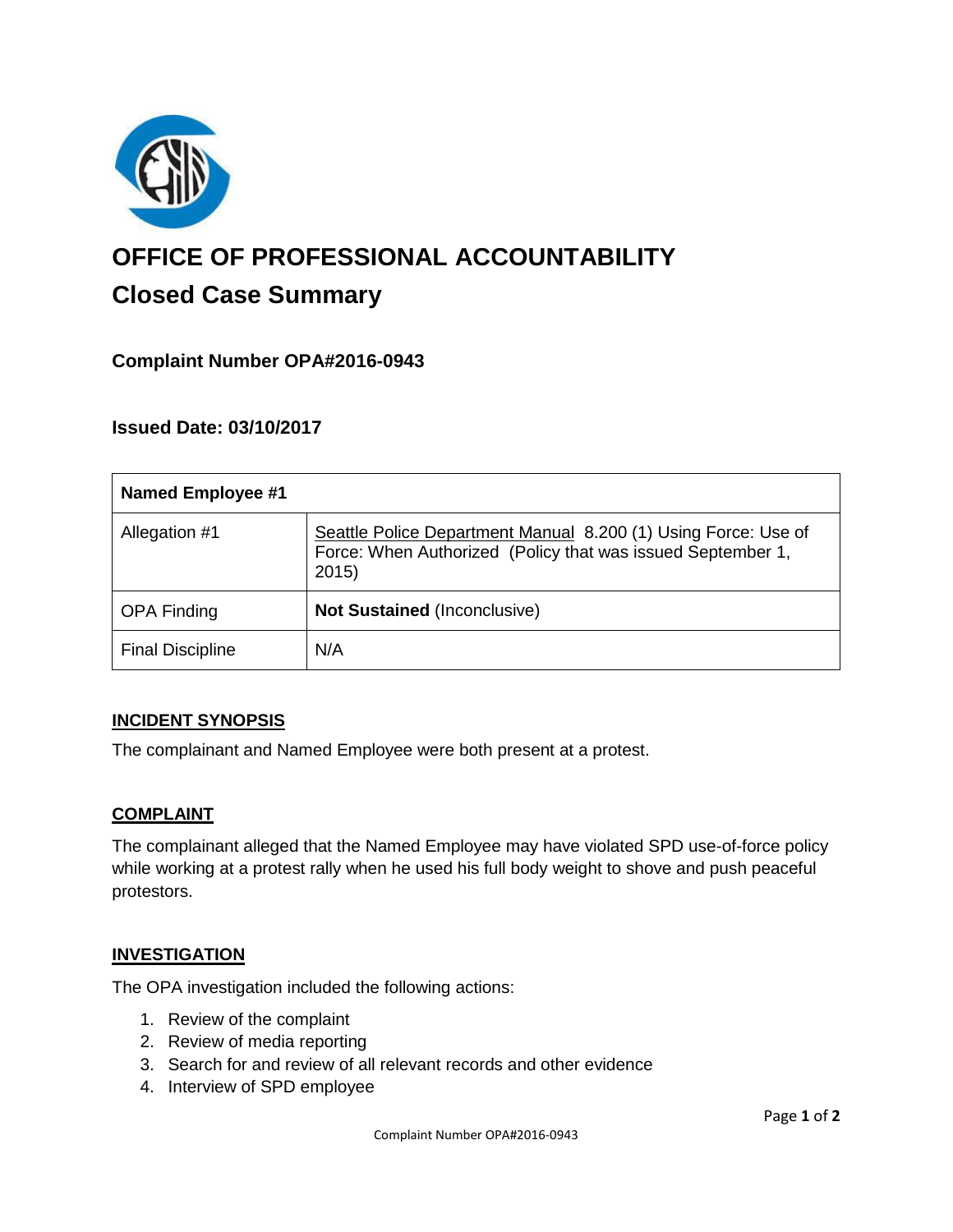# OFFICE OF PROFESSIONAL ACCOUNTABILITY

## Closed Case Summary

### Complaint Number OPA#2016-0943

### Issued Date: 03/10/2017

| Named Employee #1 | |
|---|---|
| Allegation #1 | Seattle Police Department Manual 8.200 (1) Using Force: Use of Force: When Authorized (Policy that was issued September 1, 2015) |
| OPA Finding | **Not Sustained** (Inconclusive) |
| Final Discipline | N/A |

## INCIDENT SYNOPSIS

The complainant and Named Employee were both present at a protest.

## COMPLAINT

The complainant alleged that the Named Employee may have violated SPD use-of-force policy while working at a protest rally when he used his full body weight to shove and push peaceful protestors.

## INVESTIGATION

The OPA investigation included the following actions:

1. Review of the complaint
2. Review of media reporting
3. Search for and review of all relevant records and other evidence
4. Interview of SPD employee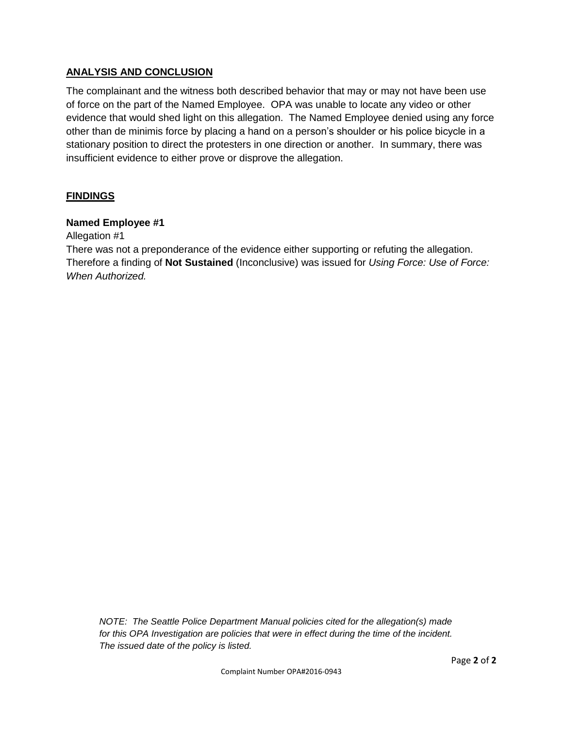## ANALYSIS AND CONCLUSION

The complainant and the witness both described behavior that may or may not have been use of force on the part of the Named Employee. OPA was unable to locate any video or other evidence that would shed light on this allegation. The Named Employee denied using any force other than de minimis force by placing a hand on a person's shoulder or his police bicycle in a stationary position to direct the protesters in one direction or another. In summary, there was insufficient evidence to either prove or disprove the allegation.

## FINDINGS

**Named Employee #1**

Allegation #1

There was not a preponderance of the evidence either supporting or refuting the allegation. Therefore a finding of **Not Sustained** (Inconclusive) was issued for *Using Force: Use of Force: When Authorized.*

*NOTE: The Seattle Police Department Manual policies cited for the allegation(s) made for this OPA Investigation are policies that were in effect during the time of the incident. The issued date of the policy is listed.*

Complaint Number OPA#2016-0943